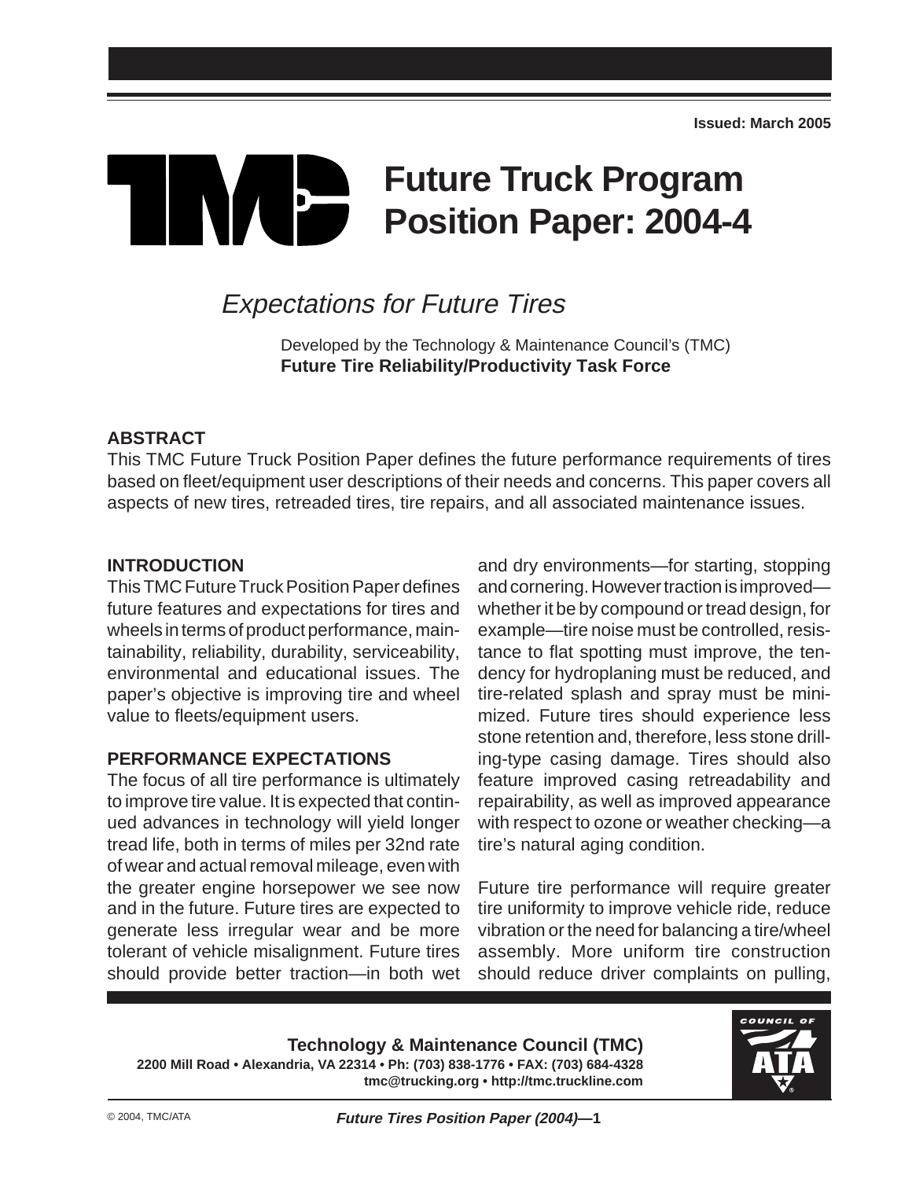Issued: March 2005

# Future Truck Program Position Paper: 2004-4

## *Expectations for Future Tires*

Developed by the Technology & Maintenance Council's (TMC)
**Future Tire Reliability/Productivity Task Force**

## ABSTRACT

This TMC Future Truck Position Paper defines the future performance requirements of tires based on fleet/equipment user descriptions of their needs and concerns. This paper covers all aspects of new tires, retreaded tires, tire repairs, and all associated maintenance issues.

## INTRODUCTION

This TMC Future Truck Position Paper defines future features and expectations for tires and wheels in terms of product performance, maintainability, reliability, durability, serviceability, environmental and educational issues. The paper's objective is improving tire and wheel value to fleets/equipment users.

## PERFORMANCE EXPECTATIONS

The focus of all tire performance is ultimately to improve tire value. It is expected that continued advances in technology will yield longer tread life, both in terms of miles per 32nd rate of wear and actual removal mileage, even with the greater engine horsepower we see now and in the future. Future tires are expected to generate less irregular wear and be more tolerant of vehicle misalignment. Future tires should provide better traction—in both wet and dry environments—for starting, stopping and cornering. However traction is improved—whether it be by compound or tread design, for example—tire noise must be controlled, resistance to flat spotting must improve, the tendency for hydroplaning must be reduced, and tire-related splash and spray must be minimized. Future tires should experience less stone retention and, therefore, less stone drilling-type casing damage. Tires should also feature improved casing retreadability and repairability, as well as improved appearance with respect to ozone or weather checking—a tire's natural aging condition.

Future tire performance will require greater tire uniformity to improve vehicle ride, reduce vibration or the need for balancing a tire/wheel assembly. More uniform tire construction should reduce driver complaints on pulling,

**Technology & Maintenance Council (TMC)**
**2200 Mill Road • Alexandria, VA 22314 • Ph: (703) 838-1776 • FAX: (703) 684-4328**
**tmc@trucking.org • http://tmc.truckline.com**

© 2004, TMC/ATA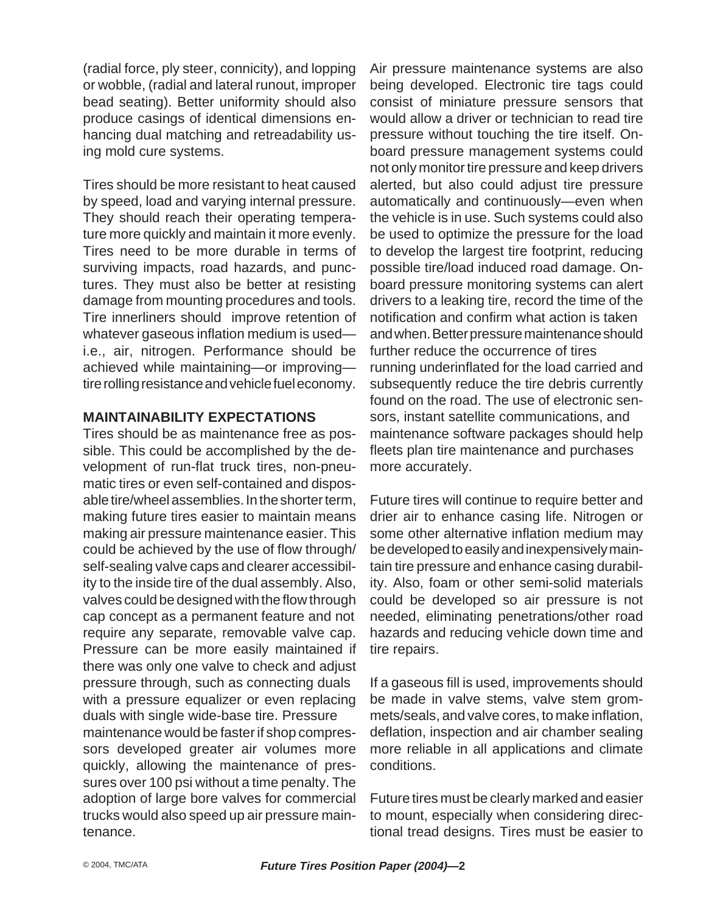(radial force, ply steer, connicity), and lopping or wobble, (radial and lateral runout, improper bead seating). Better uniformity should also produce casings of identical dimensions enhancing dual matching and retreadability using mold cure systems.

Tires should be more resistant to heat caused by speed, load and varying internal pressure. They should reach their operating temperature more quickly and maintain it more evenly. Tires need to be more durable in terms of surviving impacts, road hazards, and punctures. They must also be better at resisting damage from mounting procedures and tools. Tire innerliners should improve retention of whatever gaseous inflation medium is used—i.e., air, nitrogen. Performance should be achieved while maintaining—or improving—tire rolling resistance and vehicle fuel economy.

## MAINTAINABILITY EXPECTATIONS

Tires should be as maintenance free as possible. This could be accomplished by the development of run-flat truck tires, non-pneumatic tires or even self-contained and disposable tire/wheel assemblies. In the shorter term, making future tires easier to maintain means making air pressure maintenance easier. This could be achieved by the use of flow through/ self-sealing valve caps and clearer accessibility to the inside tire of the dual assembly. Also, valves could be designed with the flow through cap concept as a permanent feature and not require any separate, removable valve cap. Pressure can be more easily maintained if there was only one valve to check and adjust pressure through, such as connecting duals with a pressure equalizer or even replacing duals with single wide-base tire. Pressure maintenance would be faster if shop compressors developed greater air volumes more quickly, allowing the maintenance of pressures over 100 psi without a time penalty. The adoption of large bore valves for commercial trucks would also speed up air pressure maintenance.

Air pressure maintenance systems are also being developed. Electronic tire tags could consist of miniature pressure sensors that would allow a driver or technician to read tire pressure without touching the tire itself. Onboard pressure management systems could not only monitor tire pressure and keep drivers alerted, but also could adjust tire pressure automatically and continuously—even when the vehicle is in use. Such systems could also be used to optimize the pressure for the load to develop the largest tire footprint, reducing possible tire/load induced road damage. Onboard pressure monitoring systems can alert drivers to a leaking tire, record the time of the notification and confirm what action is taken and when. Better pressure maintenance should further reduce the occurrence of tires running underinflated for the load carried and subsequently reduce the tire debris currently found on the road. The use of electronic sensors, instant satellite communications, and maintenance software packages should help fleets plan tire maintenance and purchases more accurately.

Future tires will continue to require better and drier air to enhance casing life. Nitrogen or some other alternative inflation medium may be developed to easily and inexpensively maintain tire pressure and enhance casing durability. Also, foam or other semi-solid materials could be developed so air pressure is not needed, eliminating penetrations/other road hazards and reducing vehicle down time and tire repairs.

If a gaseous fill is used, improvements should be made in valve stems, valve stem grommets/seals, and valve cores, to make inflation, deflation, inspection and air chamber sealing more reliable in all applications and climate conditions.

Future tires must be clearly marked and easier to mount, especially when considering directional tread designs. Tires must be easier to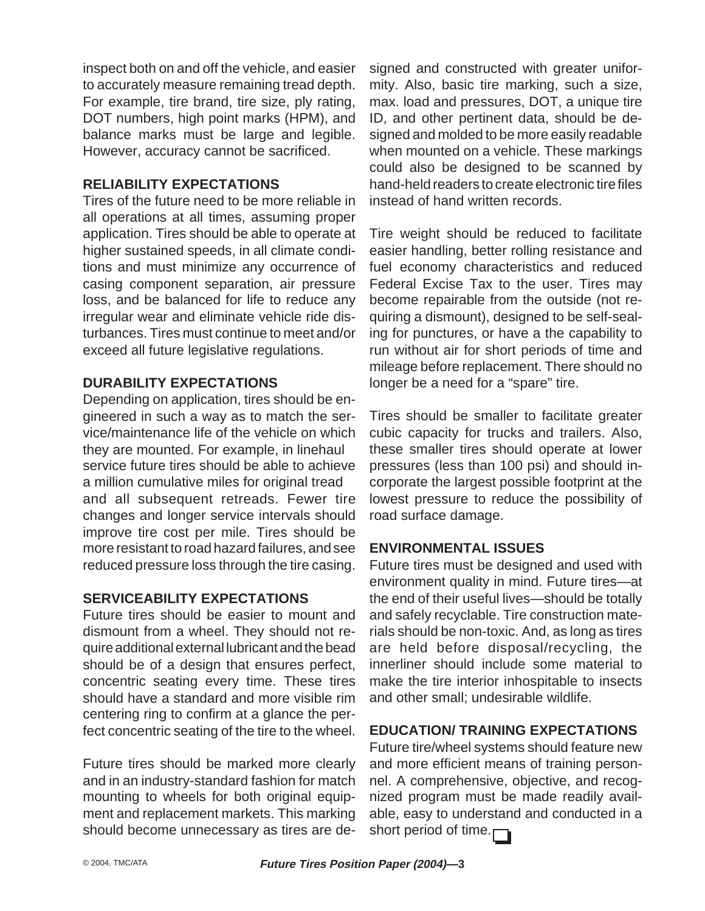inspect both on and off the vehicle, and easier to accurately measure remaining tread depth. For example, tire brand, tire size, ply rating, DOT numbers, high point marks (HPM), and balance marks must be large and legible. However, accuracy cannot be sacrificed.

## RELIABILITY EXPECTATIONS

Tires of the future need to be more reliable in all operations at all times, assuming proper application. Tires should be able to operate at higher sustained speeds, in all climate conditions and must minimize any occurrence of casing component separation, air pressure loss, and be balanced for life to reduce any irregular wear and eliminate vehicle ride disturbances. Tires must continue to meet and/or exceed all future legislative regulations.

## DURABILITY EXPECTATIONS

Depending on application, tires should be engineered in such a way as to match the service/maintenance life of the vehicle on which they are mounted. For example, in linehaul service future tires should be able to achieve a million cumulative miles for original tread and all subsequent retreads. Fewer tire changes and longer service intervals should improve tire cost per mile. Tires should be more resistant to road hazard failures, and see reduced pressure loss through the tire casing.

## SERVICEABILITY EXPECTATIONS

Future tires should be easier to mount and dismount from a wheel. They should not require additional external lubricant and the bead should be of a design that ensures perfect, concentric seating every time. These tires should have a standard and more visible rim centering ring to confirm at a glance the perfect concentric seating of the tire to the wheel.

Future tires should be marked more clearly and in an industry-standard fashion for match mounting to wheels for both original equipment and replacement markets. This marking should become unnecessary as tires are designed and constructed with greater uniformity. Also, basic tire marking, such a size, max. load and pressures, DOT, a unique tire ID, and other pertinent data, should be designed and molded to be more easily readable when mounted on a vehicle. These markings could also be designed to be scanned by hand-held readers to create electronic tire files instead of hand written records.

Tire weight should be reduced to facilitate easier handling, better rolling resistance and fuel economy characteristics and reduced Federal Excise Tax to the user. Tires may become repairable from the outside (not requiring a dismount), designed to be self-sealing for punctures, or have a the capability to run without air for short periods of time and mileage before replacement. There should no longer be a need for a "spare" tire.

Tires should be smaller to facilitate greater cubic capacity for trucks and trailers. Also, these smaller tires should operate at lower pressures (less than 100 psi) and should incorporate the largest possible footprint at the lowest pressure to reduce the possibility of road surface damage.

## ENVIRONMENTAL ISSUES

Future tires must be designed and used with environment quality in mind. Future tires—at the end of their useful lives—should be totally and safely recyclable. Tire construction materials should be non-toxic. And, as long as tires are held before disposal/recycling, the innerliner should include some material to make the tire interior inhospitable to insects and other small; undesirable wildlife.

## EDUCATION/ TRAINING EXPECTATIONS

Future tire/wheel systems should feature new and more efficient means of training personnel. A comprehensive, objective, and recognized program must be made readily available, easy to understand and conducted in a short period of time.